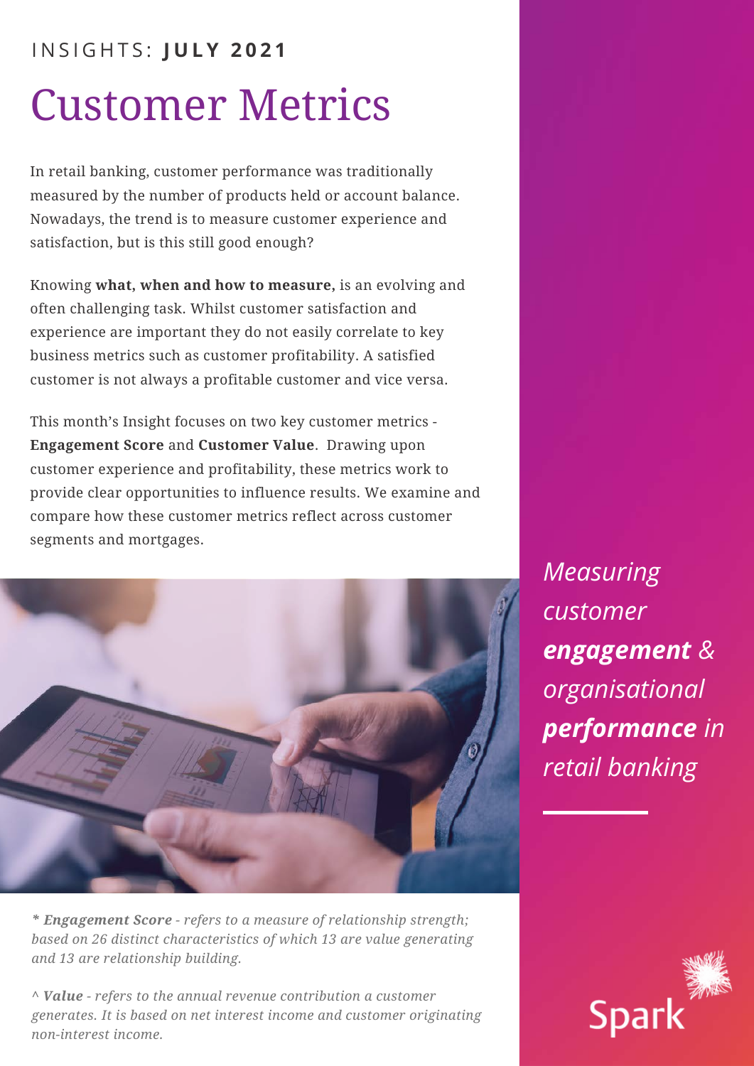INSIGHTS: **JULY 2021**

# Customer Metrics

In retail banking, customer performance was traditionally measured by the number of products held or account balance. Nowadays, the trend is to measure customer experience and satisfaction, but is this still good enough?

Knowing **what, when and how to measure,** is an evolving and often challenging task. Whilst customer satisfaction and experience are important they do not easily correlate to key business metrics such as customer profitability. A satisfied customer is not always a profitable customer and vice versa.

This month's Insight focuses on two key customer metrics - **Engagement Score** and **Customer Value**. Drawing upon customer experience and profitability, these metrics work to provide clear opportunities to influence results. We examine and compare how these customer metrics reflect across customer segments and mortgages.

*Measuring customer **engagement** & organisational **performance** in retail banking*

*\* **Engagement Score** - refers to a measure of relationship strength; based on 26 distinct characteristics of which 13 are value generating and 13 are relationship building.*

*^ **Value** - refers to the annual revenue contribution a customer generates. It is based on net interest income and customer originating non-interest income.*

Spark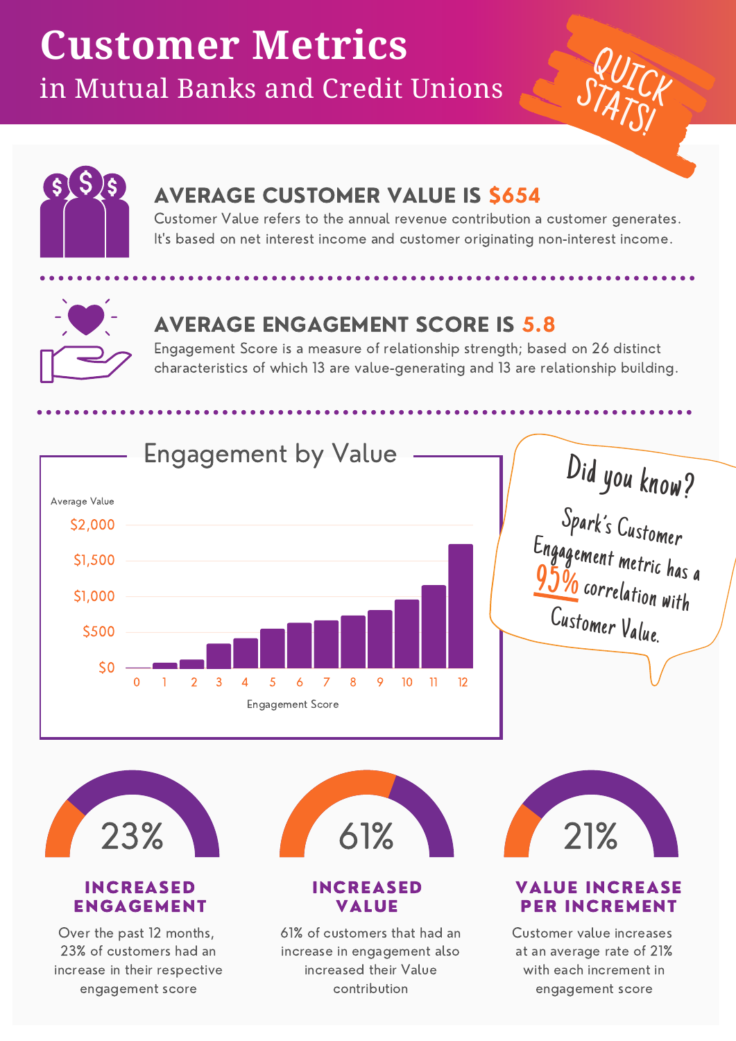# Customer Metrics

## in Mutual Banks and Credit Unions

QUICK STATS!

### AVERAGE CUSTOMER VALUE IS $654

Customer Value refers to the annual revenue contribution a customer generates. It's based on net interest income and customer originating non-interest income.

### AVERAGE ENGAGEMENT SCORE IS 5.8

Engagement Score is a measure of relationship strength; based on 26 distinct characteristics of which 13 are value-generating and 13 are relationship building.

### Engagement by Value

Average Value

$2,000
$1,500
$1,000
$500
$0

0 1 2 3 4 5 6 7 8 9 10 11 12

Engagement Score

**Did you know?**

Spark's Customer Engagement metric has a 95% correlation with Customer Value.

### 23%

**INCREASED ENGAGEMENT**

Over the past 12 months, 23% of customers had an increase in their respective engagement score

### 61%

**INCREASED VALUE**

61% of customers that had an increase in engagement also increased their Value contribution

### 21%

**VALUE INCREASE PER INCREMENT**

Customer value increases at an average rate of 21% with each increment in engagement score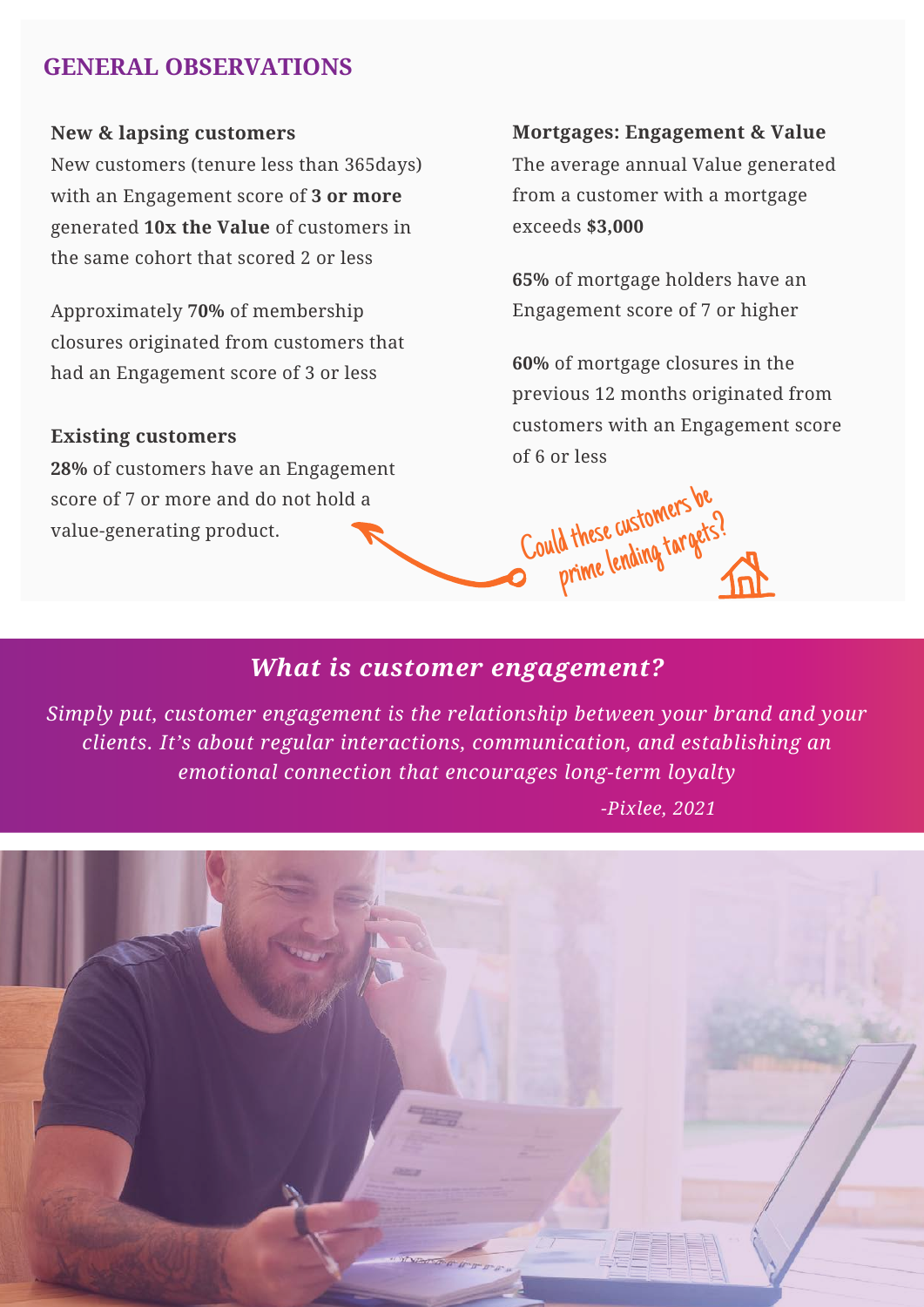## GENERAL OBSERVATIONS

### New & lapsing customers

New customers (tenure less than 365days) with an Engagement score of **3 or more** generated **10x the Value** of customers in the same cohort that scored 2 or less

Approximately **70%** of membership closures originated from customers that had an Engagement score of 3 or less

### Existing customers

**28%** of customers have an Engagement score of 7 or more and do not hold a value-generating product.

Could these customers be prime lending targets?

### Mortgages: Engagement & Value

The average annual Value generated from a customer with a mortgage exceeds **$3,000**

**65%** of mortgage holders have an Engagement score of 7 or higher

**60%** of mortgage closures in the previous 12 months originated from customers with an Engagement score of 6 or less

## *What is customer engagement?*

*Simply put, customer engagement is the relationship between your brand and your clients. It's about regular interactions, communication, and establishing an emotional connection that encourages long-term loyalty*

*-Pixlee, 2021*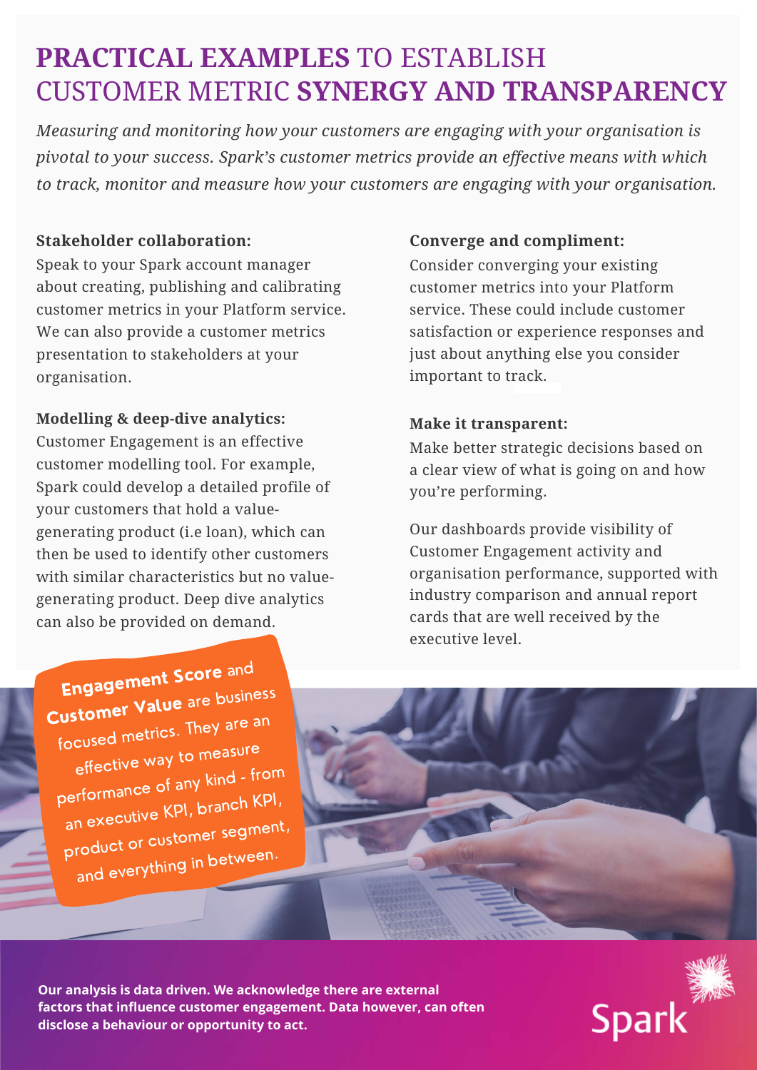# **PRACTICAL EXAMPLES** TO ESTABLISH CUSTOMER METRIC **SYNERGY AND TRANSPARENCY**

*Measuring and monitoring how your customers are engaging with your organisation is pivotal to your success. Spark's customer metrics provide an effective means with which to track, monitor and measure how your customers are engaging with your organisation.*

**Stakeholder collaboration:**
Speak to your Spark account manager about creating, publishing and calibrating customer metrics in your Platform service. We can also provide a customer metrics presentation to stakeholders at your organisation.

**Modelling & deep-dive analytics:**
Customer Engagement is an effective customer modelling tool. For example, Spark could develop a detailed profile of your customers that hold a value-generating product (i.e loan), which can then be used to identify other customers with similar characteristics but no value-generating product. Deep dive analytics can also be provided on demand.

**Converge and compliment:**
Consider converging your existing customer metrics into your Platform service. These could include customer satisfaction or experience responses and just about anything else you consider important to track.

**Make it transparent:**
Make better strategic decisions based on a clear view of what is going on and how you're performing.

Our dashboards provide visibility of Customer Engagement activity and organisation performance, supported with industry comparison and annual report cards that are well received by the executive level.

**Engagement Score** and **Customer Value** are business focused metrics. They are an effective way to measure performance of any kind - from an executive KPI, branch KPI, product or customer segment, and everything in between.

**Our analysis is data driven. We acknowledge there are external factors that influence customer engagement. Data however, can often disclose a behaviour or opportunity to act.**

Spark